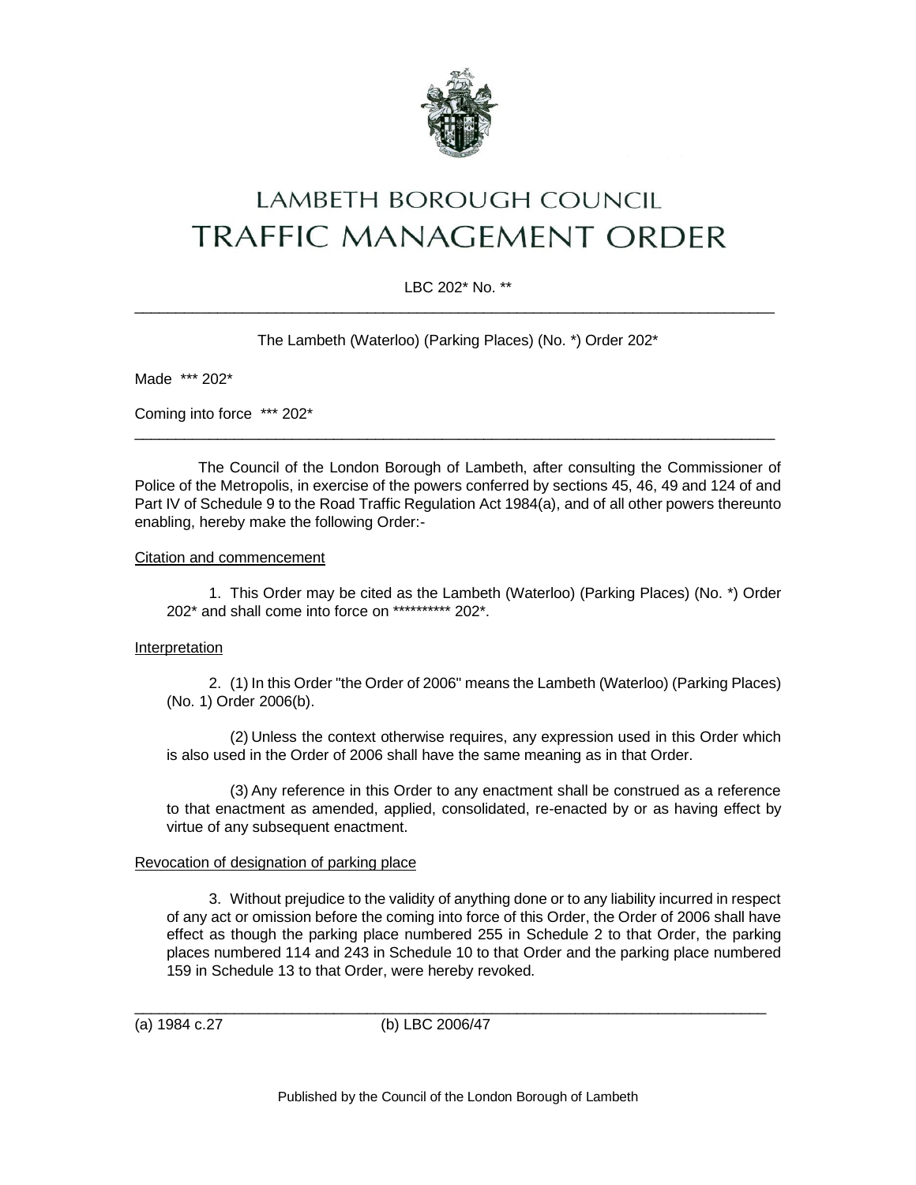# LAMBETH BOROUGH COUNCIL
# TRAFFIC MANAGEMENT ORDER

LBC 202* No. **

---

The Lambeth (Waterloo) (Parking Places) (No. *) Order 202*

Made *** 202*

Coming into force *** 202*

---

The Council of the London Borough of Lambeth, after consulting the Commissioner of Police of the Metropolis, in exercise of the powers conferred by sections 45, 46, 49 and 124 of and Part IV of Schedule 9 to the Road Traffic Regulation Act 1984(a), and of all other powers thereunto enabling, hereby make the following Order:-

Citation and commencement

1. This Order may be cited as the Lambeth (Waterloo) (Parking Places) (No. *) Order 202* and shall come into force on ********** 202*.

Interpretation

2. (1) In this Order "the Order of 2006" means the Lambeth (Waterloo) (Parking Places) (No. 1) Order 2006(b).

(2) Unless the context otherwise requires, any expression used in this Order which is also used in the Order of 2006 shall have the same meaning as in that Order.

(3) Any reference in this Order to any enactment shall be construed as a reference to that enactment as amended, applied, consolidated, re-enacted by or as having effect by virtue of any subsequent enactment.

Revocation of designation of parking place

3. Without prejudice to the validity of anything done or to any liability incurred in respect of any act or omission before the coming into force of this Order, the Order of 2006 shall have effect as though the parking place numbered 255 in Schedule 2 to that Order, the parking places numbered 114 and 243 in Schedule 10 to that Order and the parking place numbered 159 in Schedule 13 to that Order, were hereby revoked.

---

(a) 1984 c.27 (b) LBC 2006/47

Published by the Council of the London Borough of Lambeth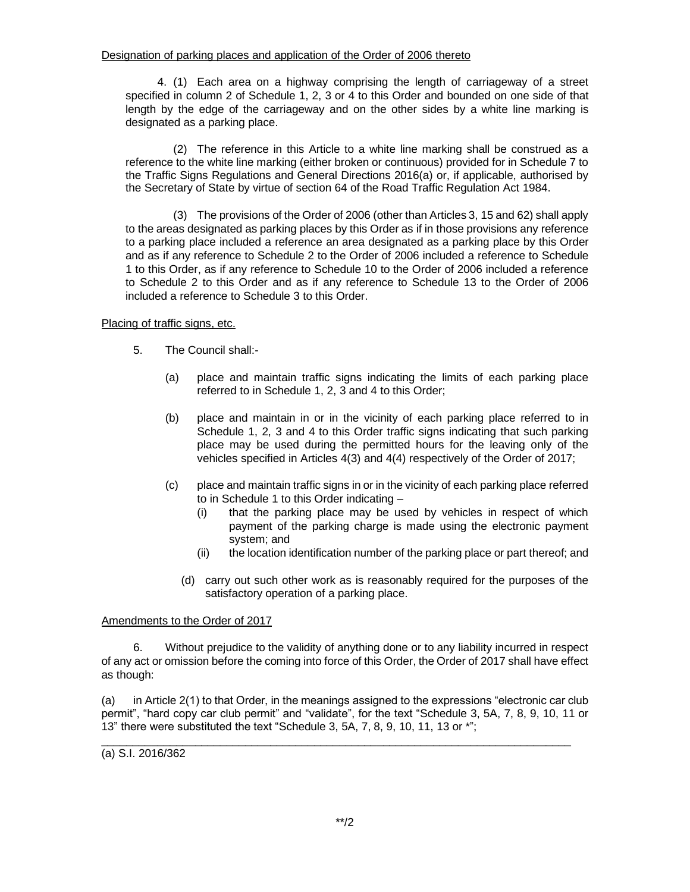Designation of parking places and application of the Order of 2006 thereto

4. (1) Each area on a highway comprising the length of carriageway of a street specified in column 2 of Schedule 1, 2, 3 or 4 to this Order and bounded on one side of that length by the edge of the carriageway and on the other sides by a white line marking is designated as a parking place.

(2) The reference in this Article to a white line marking shall be construed as a reference to the white line marking (either broken or continuous) provided for in Schedule 7 to the Traffic Signs Regulations and General Directions 2016(a) or, if applicable, authorised by the Secretary of State by virtue of section 64 of the Road Traffic Regulation Act 1984.

(3) The provisions of the Order of 2006 (other than Articles 3, 15 and 62) shall apply to the areas designated as parking places by this Order as if in those provisions any reference to a parking place included a reference an area designated as a parking place by this Order and as if any reference to Schedule 2 to the Order of 2006 included a reference to Schedule 1 to this Order, as if any reference to Schedule 10 to the Order of 2006 included a reference to Schedule 2 to this Order and as if any reference to Schedule 13 to the Order of 2006 included a reference to Schedule 3 to this Order.

Placing of traffic signs, etc.

5. The Council shall:-

(a) place and maintain traffic signs indicating the limits of each parking place referred to in Schedule 1, 2, 3 and 4 to this Order;

(b) place and maintain in or in the vicinity of each parking place referred to in Schedule 1, 2, 3 and 4 to this Order traffic signs indicating that such parking place may be used during the permitted hours for the leaving only of the vehicles specified in Articles 4(3) and 4(4) respectively of the Order of 2017;

(c) place and maintain traffic signs in or in the vicinity of each parking place referred to in Schedule 1 to this Order indicating –
   (i) that the parking place may be used by vehicles in respect of which payment of the parking charge is made using the electronic payment system; and
   (ii) the location identification number of the parking place or part thereof; and

(d) carry out such other work as is reasonably required for the purposes of the satisfactory operation of a parking place.

Amendments to the Order of 2017

6. Without prejudice to the validity of anything done or to any liability incurred in respect of any act or omission before the coming into force of this Order, the Order of 2017 shall have effect as though:

(a) in Article 2(1) to that Order, in the meanings assigned to the expressions "electronic car club permit", "hard copy car club permit" and "validate", for the text "Schedule 3, 5A, 7, 8, 9, 10, 11 or 13" there were substituted the text "Schedule 3, 5A, 7, 8, 9, 10, 11, 13 or *";

---

(a) S.I. 2016/362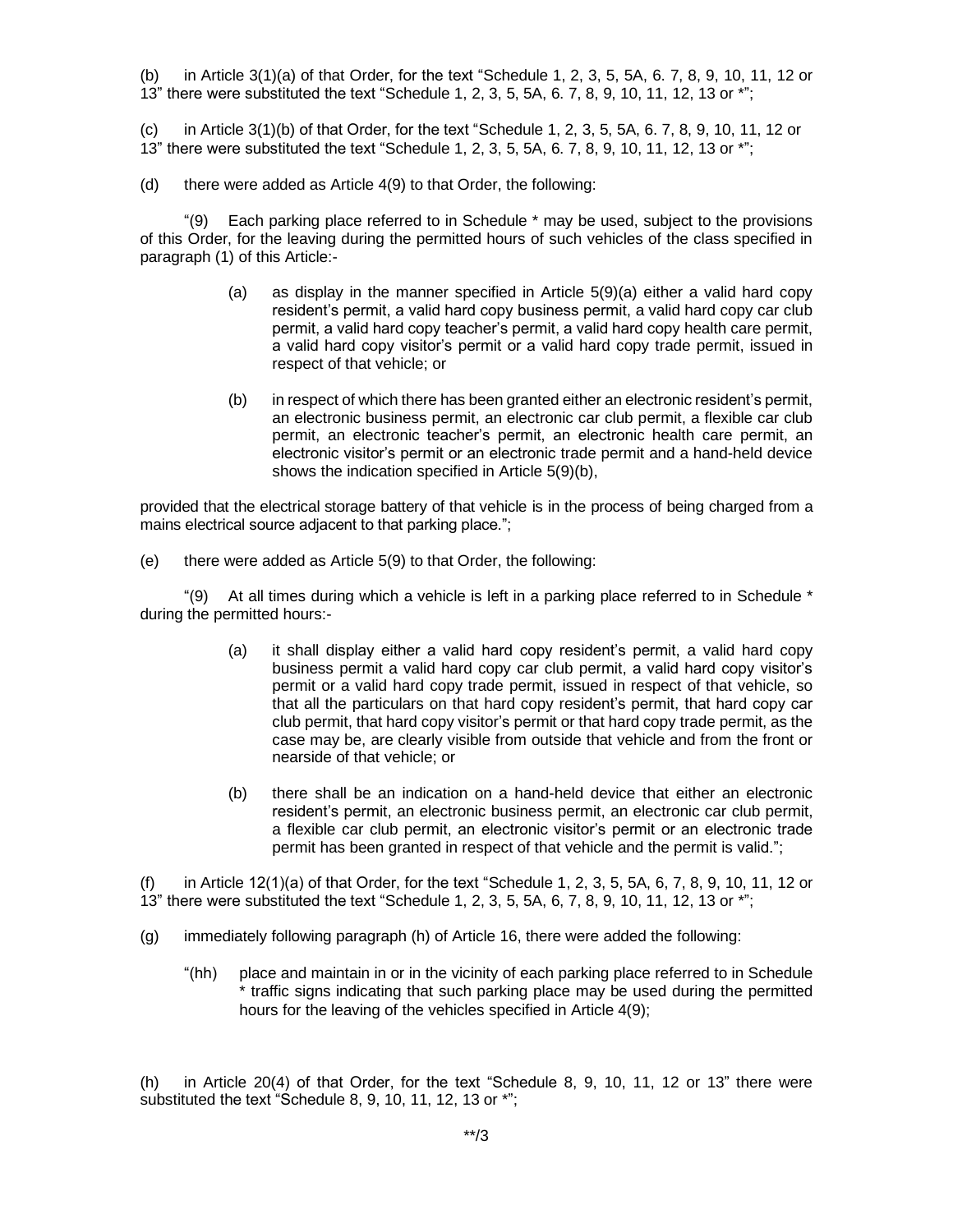(b) in Article 3(1)(a) of that Order, for the text "Schedule 1, 2, 3, 5, 5A, 6. 7, 8, 9, 10, 11, 12 or 13" there were substituted the text "Schedule 1, 2, 3, 5, 5A, 6. 7, 8, 9, 10, 11, 12, 13 or *";

(c) in Article 3(1)(b) of that Order, for the text "Schedule 1, 2, 3, 5, 5A, 6. 7, 8, 9, 10, 11, 12 or 13" there were substituted the text "Schedule 1, 2, 3, 5, 5A, 6. 7, 8, 9, 10, 11, 12, 13 or *";

(d) there were added as Article 4(9) to that Order, the following:

"(9) Each parking place referred to in Schedule * may be used, subject to the provisions of this Order, for the leaving during the permitted hours of such vehicles of the class specified in paragraph (1) of this Article:-

> (a) as display in the manner specified in Article 5(9)(a) either a valid hard copy resident's permit, a valid hard copy business permit, a valid hard copy car club permit, a valid hard copy teacher's permit, a valid hard copy health care permit, a valid hard copy visitor's permit or a valid hard copy trade permit, issued in respect of that vehicle; or
>
> (b) in respect of which there has been granted either an electronic resident's permit, an electronic business permit, an electronic car club permit, a flexible car club permit, an electronic teacher's permit, an electronic health care permit, an electronic visitor's permit or an electronic trade permit and a hand-held device shows the indication specified in Article 5(9)(b),

provided that the electrical storage battery of that vehicle is in the process of being charged from a mains electrical source adjacent to that parking place.";

(e) there were added as Article 5(9) to that Order, the following:

"(9) At all times during which a vehicle is left in a parking place referred to in Schedule * during the permitted hours:-

> (a) it shall display either a valid hard copy resident's permit, a valid hard copy business permit a valid hard copy car club permit, a valid hard copy visitor's permit or a valid hard copy trade permit, issued in respect of that vehicle, so that all the particulars on that hard copy resident's permit, that hard copy car club permit, that hard copy visitor's permit or that hard copy trade permit, as the case may be, are clearly visible from outside that vehicle and from the front or nearside of that vehicle; or
>
> (b) there shall be an indication on a hand-held device that either an electronic resident's permit, an electronic business permit, an electronic car club permit, a flexible car club permit, an electronic visitor's permit or an electronic trade permit has been granted in respect of that vehicle and the permit is valid.";

(f) in Article 12(1)(a) of that Order, for the text "Schedule 1, 2, 3, 5, 5A, 6, 7, 8, 9, 10, 11, 12 or 13" there were substituted the text "Schedule 1, 2, 3, 5, 5A, 6, 7, 8, 9, 10, 11, 12, 13 or *";

(g) immediately following paragraph (h) of Article 16, there were added the following:

> "(hh) place and maintain in or in the vicinity of each parking place referred to in Schedule * traffic signs indicating that such parking place may be used during the permitted hours for the leaving of the vehicles specified in Article 4(9);

(h) in Article 20(4) of that Order, for the text "Schedule 8, 9, 10, 11, 12 or 13" there were substituted the text "Schedule 8, 9, 10, 11, 12, 13 or *";

**/3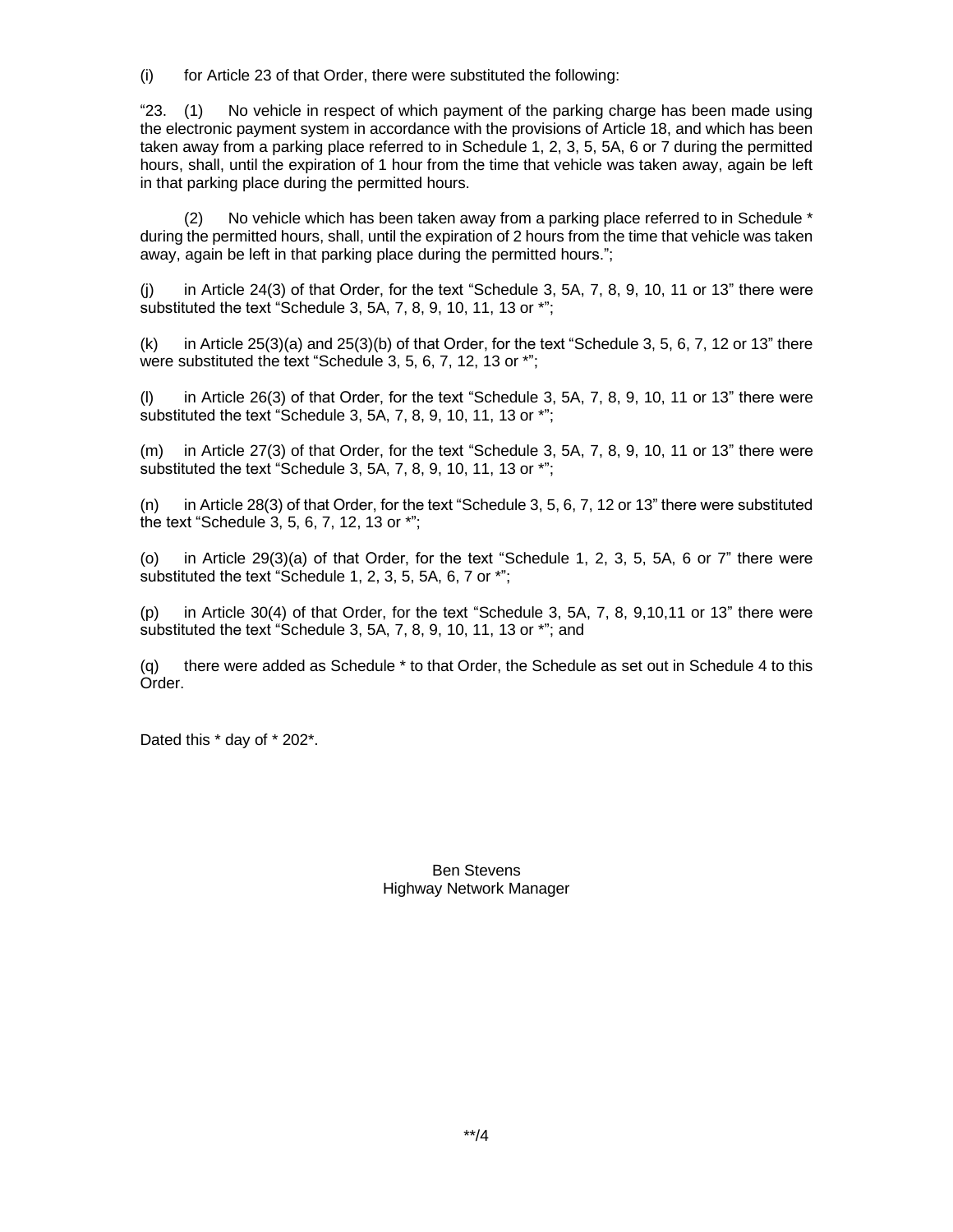(i) for Article 23 of that Order, there were substituted the following:

"23. (1) No vehicle in respect of which payment of the parking charge has been made using the electronic payment system in accordance with the provisions of Article 18, and which has been taken away from a parking place referred to in Schedule 1, 2, 3, 5, 5A, 6 or 7 during the permitted hours, shall, until the expiration of 1 hour from the time that vehicle was taken away, again be left in that parking place during the permitted hours.

(2) No vehicle which has been taken away from a parking place referred to in Schedule * during the permitted hours, shall, until the expiration of 2 hours from the time that vehicle was taken away, again be left in that parking place during the permitted hours.";

(j) in Article 24(3) of that Order, for the text "Schedule 3, 5A, 7, 8, 9, 10, 11 or 13" there were substituted the text "Schedule 3, 5A, 7, 8, 9, 10, 11, 13 or *";

(k) in Article 25(3)(a) and 25(3)(b) of that Order, for the text "Schedule 3, 5, 6, 7, 12 or 13" there were substituted the text "Schedule 3, 5, 6, 7, 12, 13 or *";

(l) in Article 26(3) of that Order, for the text "Schedule 3, 5A, 7, 8, 9, 10, 11 or 13" there were substituted the text "Schedule 3, 5A, 7, 8, 9, 10, 11, 13 or *";

(m) in Article 27(3) of that Order, for the text "Schedule 3, 5A, 7, 8, 9, 10, 11 or 13" there were substituted the text "Schedule 3, 5A, 7, 8, 9, 10, 11, 13 or *";

(n) in Article 28(3) of that Order, for the text "Schedule 3, 5, 6, 7, 12 or 13" there were substituted the text "Schedule 3, 5, 6, 7, 12, 13 or *";

(o) in Article 29(3)(a) of that Order, for the text "Schedule 1, 2, 3, 5, 5A, 6 or 7" there were substituted the text "Schedule 1, 2, 3, 5, 5A, 6, 7 or *";

(p) in Article 30(4) of that Order, for the text "Schedule 3, 5A, 7, 8, 9,10,11 or 13" there were substituted the text "Schedule 3, 5A, 7, 8, 9, 10, 11, 13 or *"; and

(q) there were added as Schedule * to that Order, the Schedule as set out in Schedule 4 to this Order.

Dated this * day of * 202*.

Ben Stevens
Highway Network Manager

**/4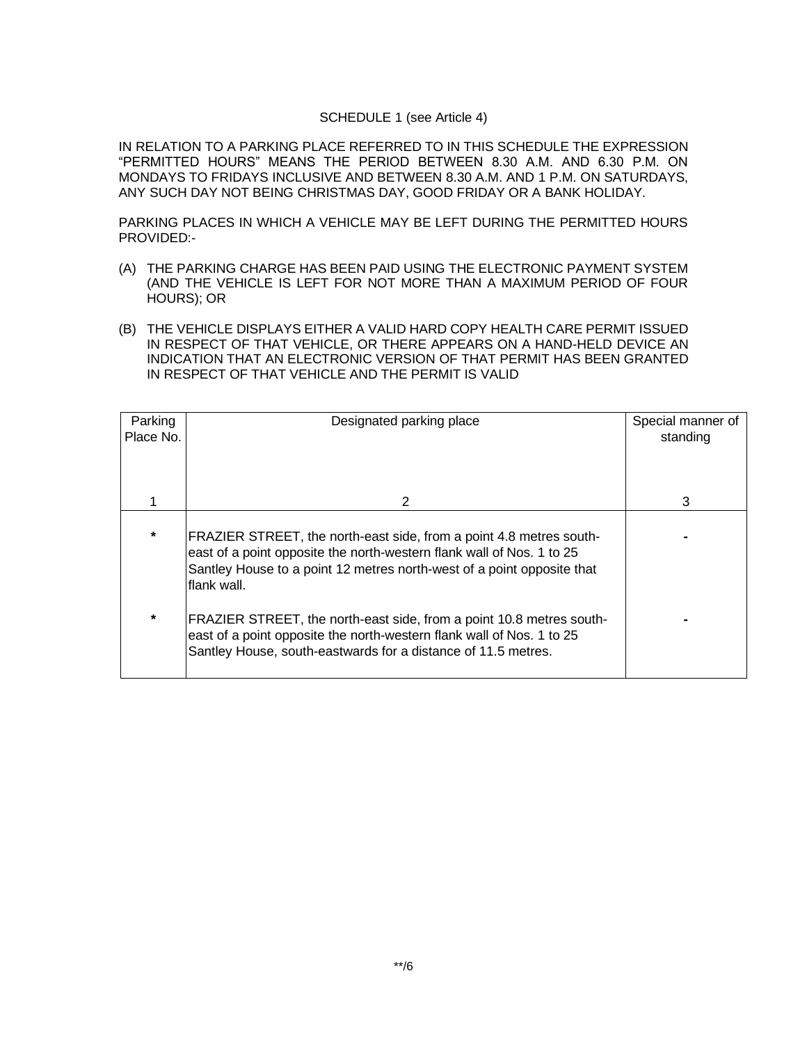SCHEDULE 1 (see Article 4)

IN RELATION TO A PARKING PLACE REFERRED TO IN THIS SCHEDULE THE EXPRESSION "PERMITTED HOURS" MEANS THE PERIOD BETWEEN 8.30 A.M. AND 6.30 P.M. ON MONDAYS TO FRIDAYS INCLUSIVE AND BETWEEN 8.30 A.M. AND 1 P.M. ON SATURDAYS, ANY SUCH DAY NOT BEING CHRISTMAS DAY, GOOD FRIDAY OR A BANK HOLIDAY.

PARKING PLACES IN WHICH A VEHICLE MAY BE LEFT DURING THE PERMITTED HOURS PROVIDED:-

(A) THE PARKING CHARGE HAS BEEN PAID USING THE ELECTRONIC PAYMENT SYSTEM (AND THE VEHICLE IS LEFT FOR NOT MORE THAN A MAXIMUM PERIOD OF FOUR HOURS); OR

(B) THE VEHICLE DISPLAYS EITHER A VALID HARD COPY HEALTH CARE PERMIT ISSUED IN RESPECT OF THAT VEHICLE, OR THERE APPEARS ON A HAND-HELD DEVICE AN INDICATION THAT AN ELECTRONIC VERSION OF THAT PERMIT HAS BEEN GRANTED IN RESPECT OF THAT VEHICLE AND THE PERMIT IS VALID

| Parking Place No. | Designated parking place | Special manner of standing |
|---|---|---|
| 1 | 2 | 3 |
| * | FRAZIER STREET, the north-east side, from a point 4.8 metres south-east of a point opposite the north-western flank wall of Nos. 1 to 25 Santley House to a point 12 metres north-west of a point opposite that flank wall. | - |
| * | FRAZIER STREET, the north-east side, from a point 10.8 metres south-east of a point opposite the north-western flank wall of Nos. 1 to 25 Santley House, south-eastwards for a distance of 11.5 metres. | - |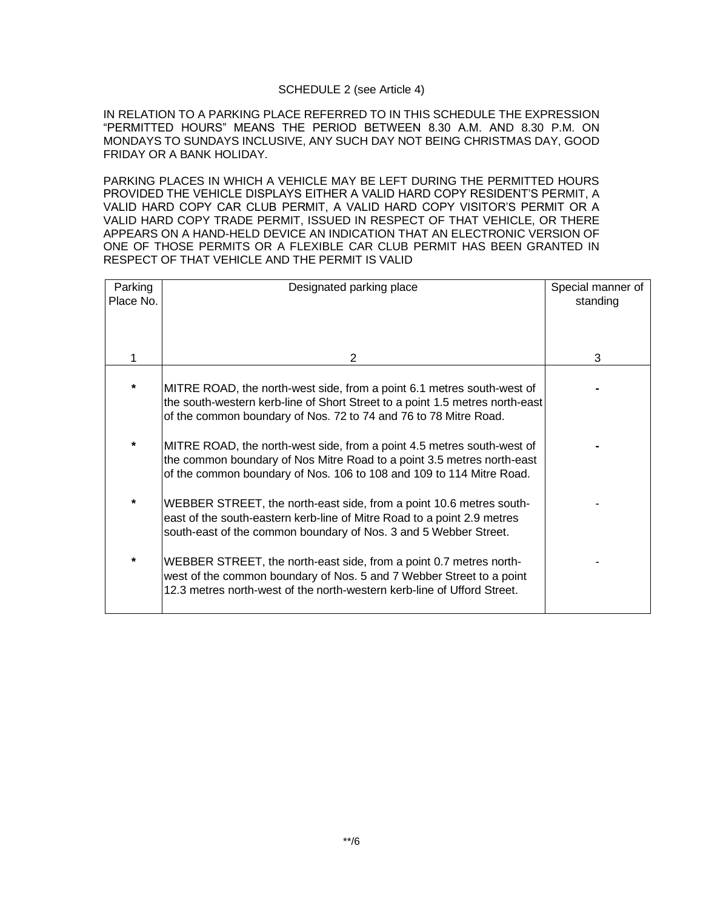SCHEDULE 2 (see Article 4)

IN RELATION TO A PARKING PLACE REFERRED TO IN THIS SCHEDULE THE EXPRESSION "PERMITTED HOURS" MEANS THE PERIOD BETWEEN 8.30 A.M. AND 8.30 P.M. ON MONDAYS TO SUNDAYS INCLUSIVE, ANY SUCH DAY NOT BEING CHRISTMAS DAY, GOOD FRIDAY OR A BANK HOLIDAY.

PARKING PLACES IN WHICH A VEHICLE MAY BE LEFT DURING THE PERMITTED HOURS PROVIDED THE VEHICLE DISPLAYS EITHER A VALID HARD COPY RESIDENT'S PERMIT, A VALID HARD COPY CAR CLUB PERMIT, A VALID HARD COPY VISITOR'S PERMIT OR A VALID HARD COPY TRADE PERMIT, ISSUED IN RESPECT OF THAT VEHICLE, OR THERE APPEARS ON A HAND-HELD DEVICE AN INDICATION THAT AN ELECTRONIC VERSION OF ONE OF THOSE PERMITS OR A FLEXIBLE CAR CLUB PERMIT HAS BEEN GRANTED IN RESPECT OF THAT VEHICLE AND THE PERMIT IS VALID

| Parking Place No. | Designated parking place | Special manner of standing |
|---|---|---|
| 1 | 2 | 3 |
| * | MITRE ROAD, the north-west side, from a point 6.1 metres south-west of the south-western kerb-line of Short Street to a point 1.5 metres north-east of the common boundary of Nos. 72 to 74 and 76 to 78 Mitre Road. | - |
| * | MITRE ROAD, the north-west side, from a point 4.5 metres south-west of the common boundary of Nos Mitre Road to a point 3.5 metres north-east of the common boundary of Nos. 106 to 108 and 109 to 114 Mitre Road. | - |
| * | WEBBER STREET, the north-east side, from a point 10.6 metres south-east of the south-eastern kerb-line of Mitre Road to a point 2.9 metres south-east of the common boundary of Nos. 3 and 5 Webber Street. | - |
| * | WEBBER STREET, the north-east side, from a point 0.7 metres north-west of the common boundary of Nos. 5 and 7 Webber Street to a point 12.3 metres north-west of the north-western kerb-line of Ufford Street. | - |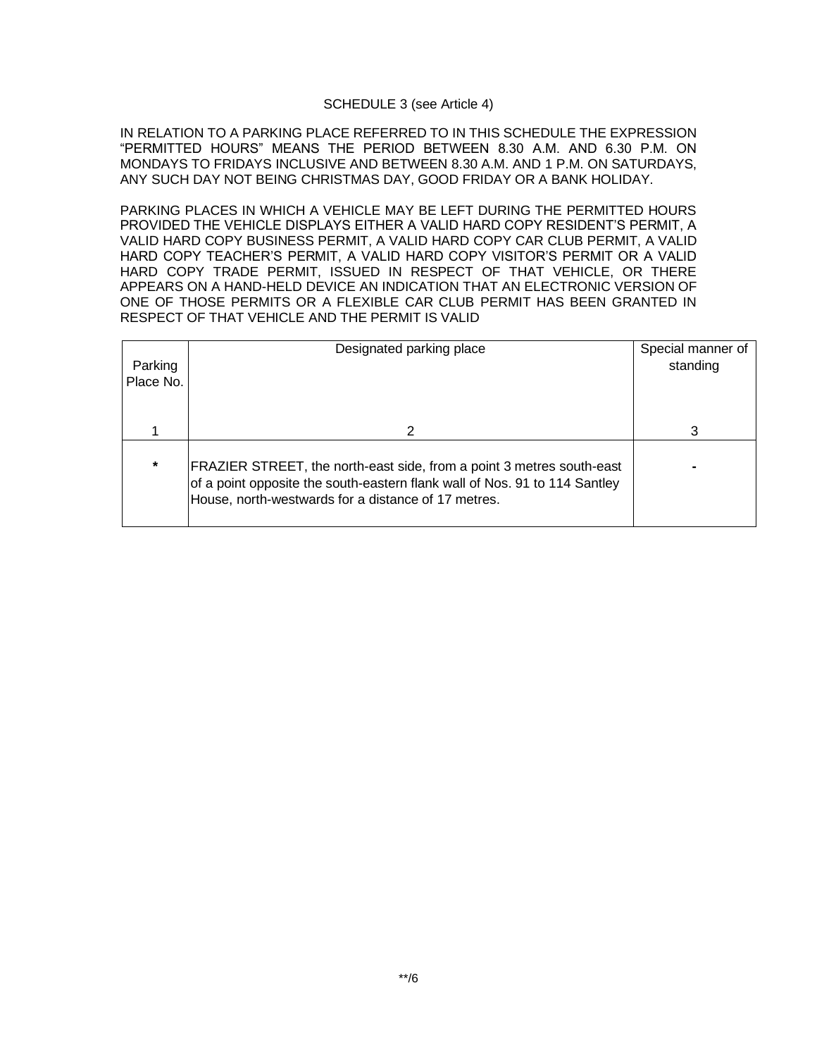SCHEDULE 3 (see Article 4)

IN RELATION TO A PARKING PLACE REFERRED TO IN THIS SCHEDULE THE EXPRESSION "PERMITTED HOURS" MEANS THE PERIOD BETWEEN 8.30 A.M. AND 6.30 P.M. ON MONDAYS TO FRIDAYS INCLUSIVE AND BETWEEN 8.30 A.M. AND 1 P.M. ON SATURDAYS, ANY SUCH DAY NOT BEING CHRISTMAS DAY, GOOD FRIDAY OR A BANK HOLIDAY.

PARKING PLACES IN WHICH A VEHICLE MAY BE LEFT DURING THE PERMITTED HOURS PROVIDED THE VEHICLE DISPLAYS EITHER A VALID HARD COPY RESIDENT'S PERMIT, A VALID HARD COPY BUSINESS PERMIT, A VALID HARD COPY CAR CLUB PERMIT, A VALID HARD COPY TEACHER'S PERMIT, A VALID HARD COPY VISITOR'S PERMIT OR A VALID HARD COPY TRADE PERMIT, ISSUED IN RESPECT OF THAT VEHICLE, OR THERE APPEARS ON A HAND-HELD DEVICE AN INDICATION THAT AN ELECTRONIC VERSION OF ONE OF THOSE PERMITS OR A FLEXIBLE CAR CLUB PERMIT HAS BEEN GRANTED IN RESPECT OF THAT VEHICLE AND THE PERMIT IS VALID

| Parking Place No. | Designated parking place | Special manner of standing |
|---|---|---|
| 1 | 2 | 3 |
| * | FRAZIER STREET, the north-east side, from a point 3 metres south-east of a point opposite the south-eastern flank wall of Nos. 91 to 114 Santley House, north-westwards for a distance of 17 metres. | - |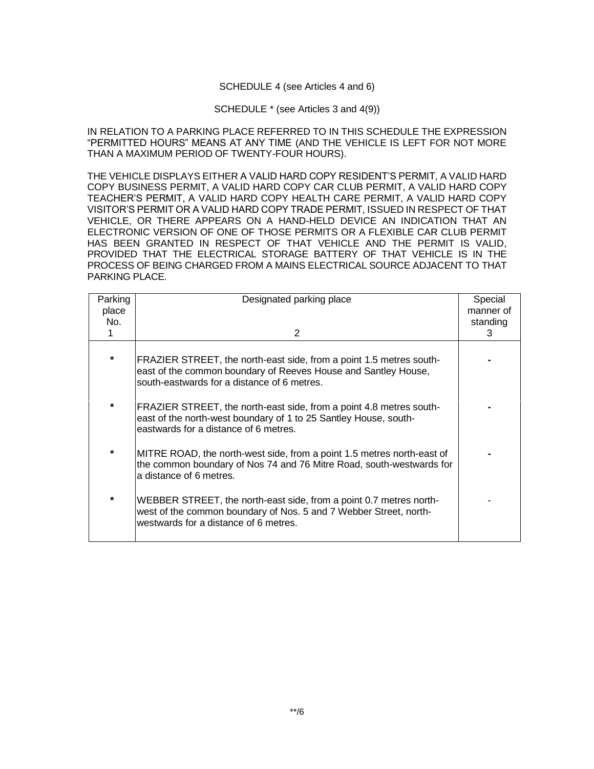SCHEDULE 4 (see Articles 4 and 6)

SCHEDULE * (see Articles 3 and 4(9))

IN RELATION TO A PARKING PLACE REFERRED TO IN THIS SCHEDULE THE EXPRESSION "PERMITTED HOURS" MEANS AT ANY TIME (AND THE VEHICLE IS LEFT FOR NOT MORE THAN A MAXIMUM PERIOD OF TWENTY-FOUR HOURS).

THE VEHICLE DISPLAYS EITHER A VALID HARD COPY RESIDENT'S PERMIT, A VALID HARD COPY BUSINESS PERMIT, A VALID HARD COPY CAR CLUB PERMIT, A VALID HARD COPY TEACHER'S PERMIT, A VALID HARD COPY HEALTH CARE PERMIT, A VALID HARD COPY VISITOR'S PERMIT OR A VALID HARD COPY TRADE PERMIT, ISSUED IN RESPECT OF THAT VEHICLE, OR THERE APPEARS ON A HAND-HELD DEVICE AN INDICATION THAT AN ELECTRONIC VERSION OF ONE OF THOSE PERMITS OR A FLEXIBLE CAR CLUB PERMIT HAS BEEN GRANTED IN RESPECT OF THAT VEHICLE AND THE PERMIT IS VALID, PROVIDED THAT THE ELECTRICAL STORAGE BATTERY OF THAT VEHICLE IS IN THE PROCESS OF BEING CHARGED FROM A MAINS ELECTRICAL SOURCE ADJACENT TO THAT PARKING PLACE.

| Parking place No. 1 | Designated parking place 2 | Special manner of standing 3 |
|---|---|---|
| * | FRAZIER STREET, the north-east side, from a point 1.5 metres south-east of the common boundary of Reeves House and Santley House, south-eastwards for a distance of 6 metres. | - |
| * | FRAZIER STREET, the north-east side, from a point 4.8 metres south-east of the north-west boundary of 1 to 25 Santley House, south-eastwards for a distance of 6 metres. | - |
| * | MITRE ROAD, the north-west side, from a point 1.5 metres north-east of the common boundary of Nos 74 and 76 Mitre Road, south-westwards for a distance of 6 metres. | - |
| * | WEBBER STREET, the north-east side, from a point 0.7 metres north-west of the common boundary of Nos. 5 and 7 Webber Street, north-westwards for a distance of 6 metres. | - |

**/6